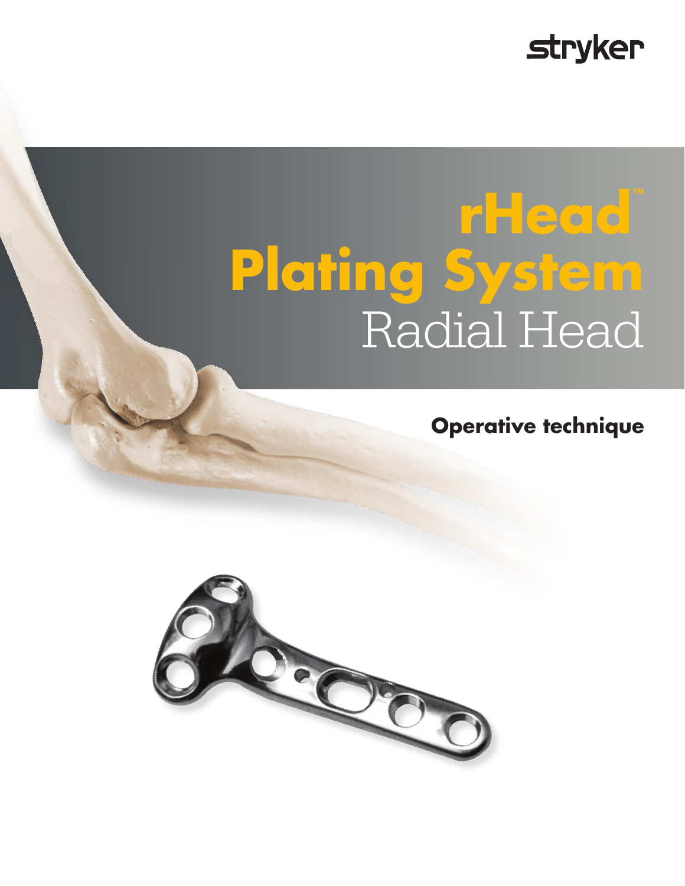stryker

# rHead™ Plating System

## Radial Head

**Operative technique**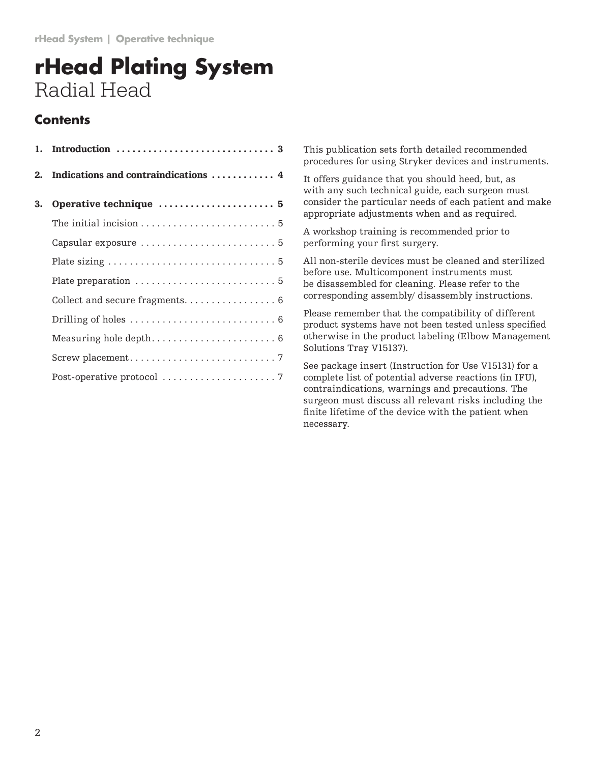# rHead Plating System

Radial Head

## Contents

1. **Introduction** .............................. 3
2. **Indications and contraindications** ............ 4
3. **Operative technique** ...................... 5
   - The initial incision .......................... 5
   - Capsular exposure .......................... 5
   - Plate sizing ................................ 5
   - Plate preparation .......................... 5
   - Collect and secure fragments................. 6
   - Drilling of holes ........................... 6
   - Measuring hole depth....................... 6
   - Screw placement........................... 7
   - Post-operative protocol ..................... 7

This publication sets forth detailed recommended procedures for using Stryker devices and instruments.

It offers guidance that you should heed, but, as with any such technical guide, each surgeon must consider the particular needs of each patient and make appropriate adjustments when and as required.

A workshop training is recommended prior to performing your first surgery.

All non-sterile devices must be cleaned and sterilized before use. Multicomponent instruments must be disassembled for cleaning. Please refer to the corresponding assembly/ disassembly instructions.

Please remember that the compatibility of different product systems have not been tested unless specified otherwise in the product labeling (Elbow Management Solutions Tray V15137).

See package insert (Instruction for Use V15131) for a complete list of potential adverse reactions (in IFU), contraindications, warnings and precautions. The surgeon must discuss all relevant risks including the finite lifetime of the device with the patient when necessary.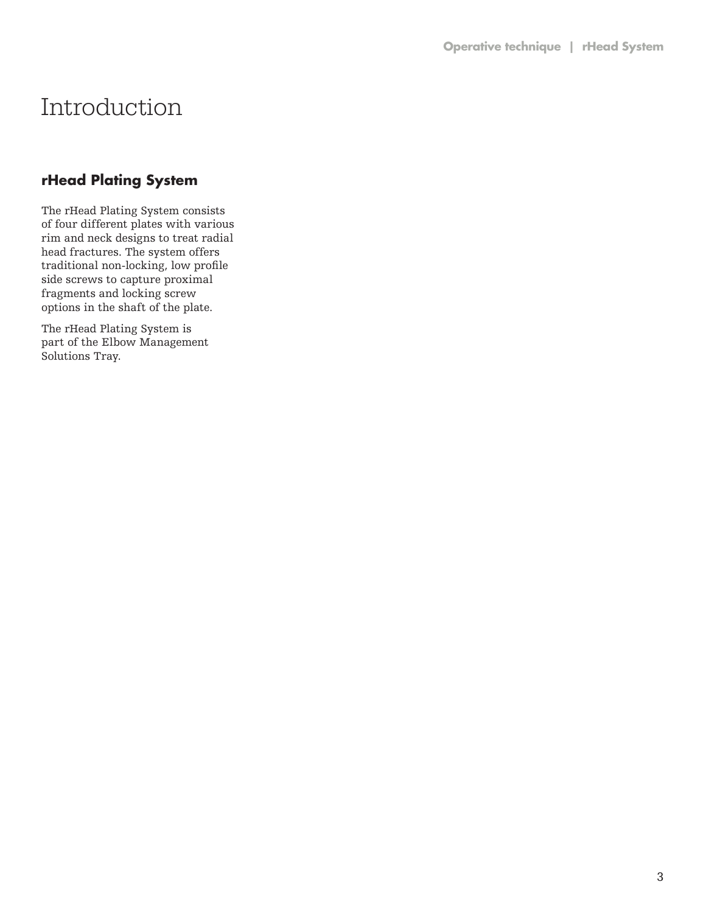# Introduction

## rHead Plating System

The rHead Plating System consists of four different plates with various rim and neck designs to treat radial head fractures. The system offers traditional non-locking, low profile side screws to capture proximal fragments and locking screw options in the shaft of the plate.

The rHead Plating System is part of the Elbow Management Solutions Tray.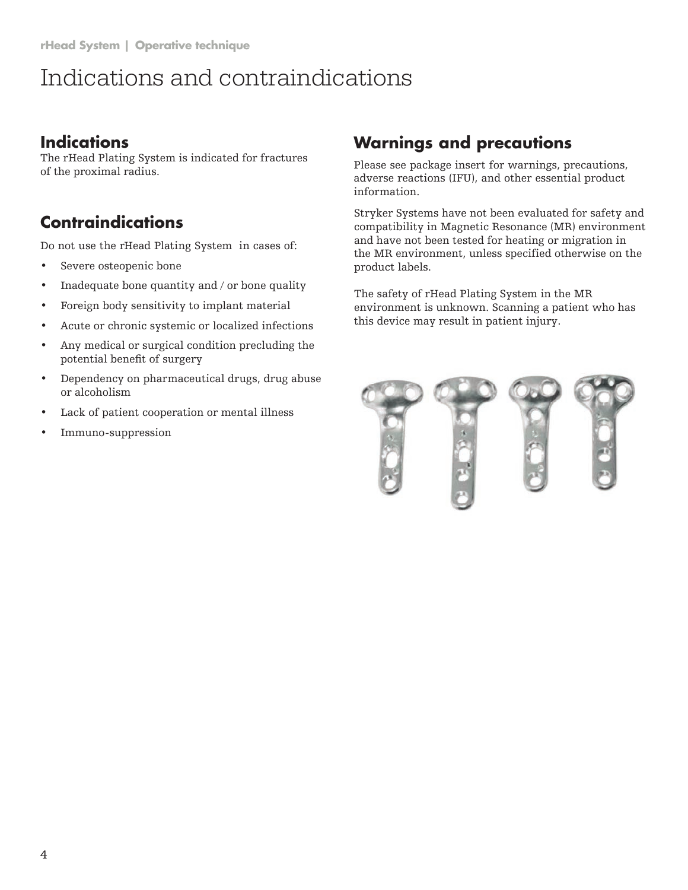# Indications and contraindications

## Indications

The rHead Plating System is indicated for fractures of the proximal radius.

## Contraindications

Do not use the rHead Plating System in cases of:

- Severe osteopenic bone
- Inadequate bone quantity and / or bone quality
- Foreign body sensitivity to implant material
- Acute or chronic systemic or localized infections
- Any medical or surgical condition precluding the potential benefit of surgery
- Dependency on pharmaceutical drugs, drug abuse or alcoholism
- Lack of patient cooperation or mental illness
- Immuno-suppression

## Warnings and precautions

Please see package insert for warnings, precautions, adverse reactions (IFU), and other essential product information.

Stryker Systems have not been evaluated for safety and compatibility in Magnetic Resonance (MR) environment and have not been tested for heating or migration in the MR environment, unless specified otherwise on the product labels.

The safety of rHead Plating System in the MR environment is unknown. Scanning a patient who has this device may result in patient injury.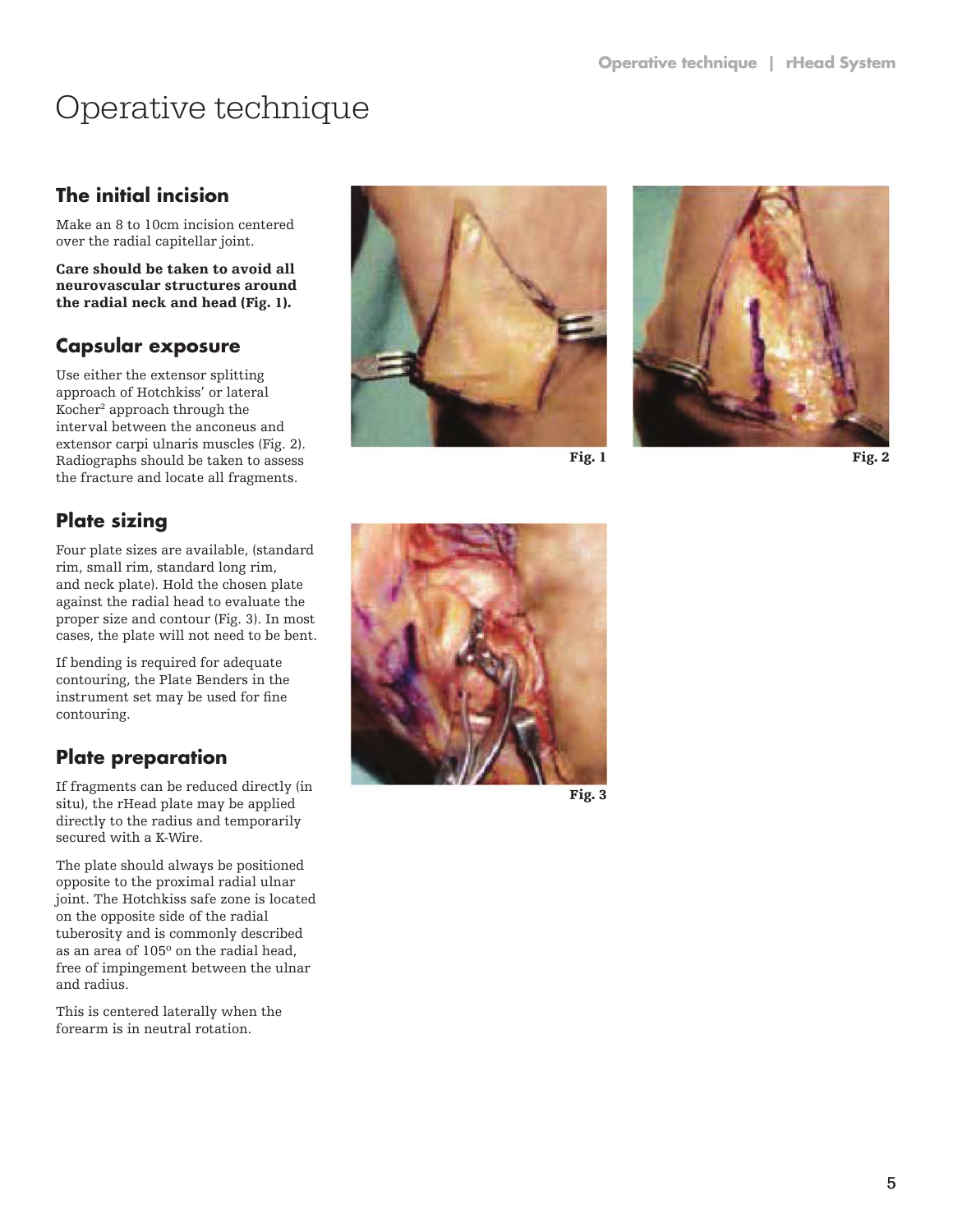# Operative technique

## The initial incision

Make an 8 to 10cm incision centered over the radial capitellar joint.

**Care should be taken to avoid all neurovascular structures around the radial neck and head (Fig. 1).**

## Capsular exposure

Use either the extensor splitting approach of Hotchkiss' or lateral Kocher[2] approach through the interval between the anconeus and extensor carpi ulnaris muscles (Fig. 2). Radiographs should be taken to assess the fracture and locate all fragments.

## Plate sizing

Four plate sizes are available, (standard rim, small rim, standard long rim, and neck plate). Hold the chosen plate against the radial head to evaluate the proper size and contour (Fig. 3). In most cases, the plate will not need to be bent.

If bending is required for adequate contouring, the Plate Benders in the instrument set may be used for fine contouring.

## Plate preparation

If fragments can be reduced directly (in situ), the rHead plate may be applied directly to the radius and temporarily secured with a K-Wire.

The plate should always be positioned opposite to the proximal radial ulnar joint. The Hotchkiss safe zone is located on the opposite side of the radial tuberosity and is commonly described as an area of 105º on the radial head, free of impingement between the ulnar and radius.

This is centered laterally when the forearm is in neutral rotation.

Fig. 1

Fig. 2

Fig. 3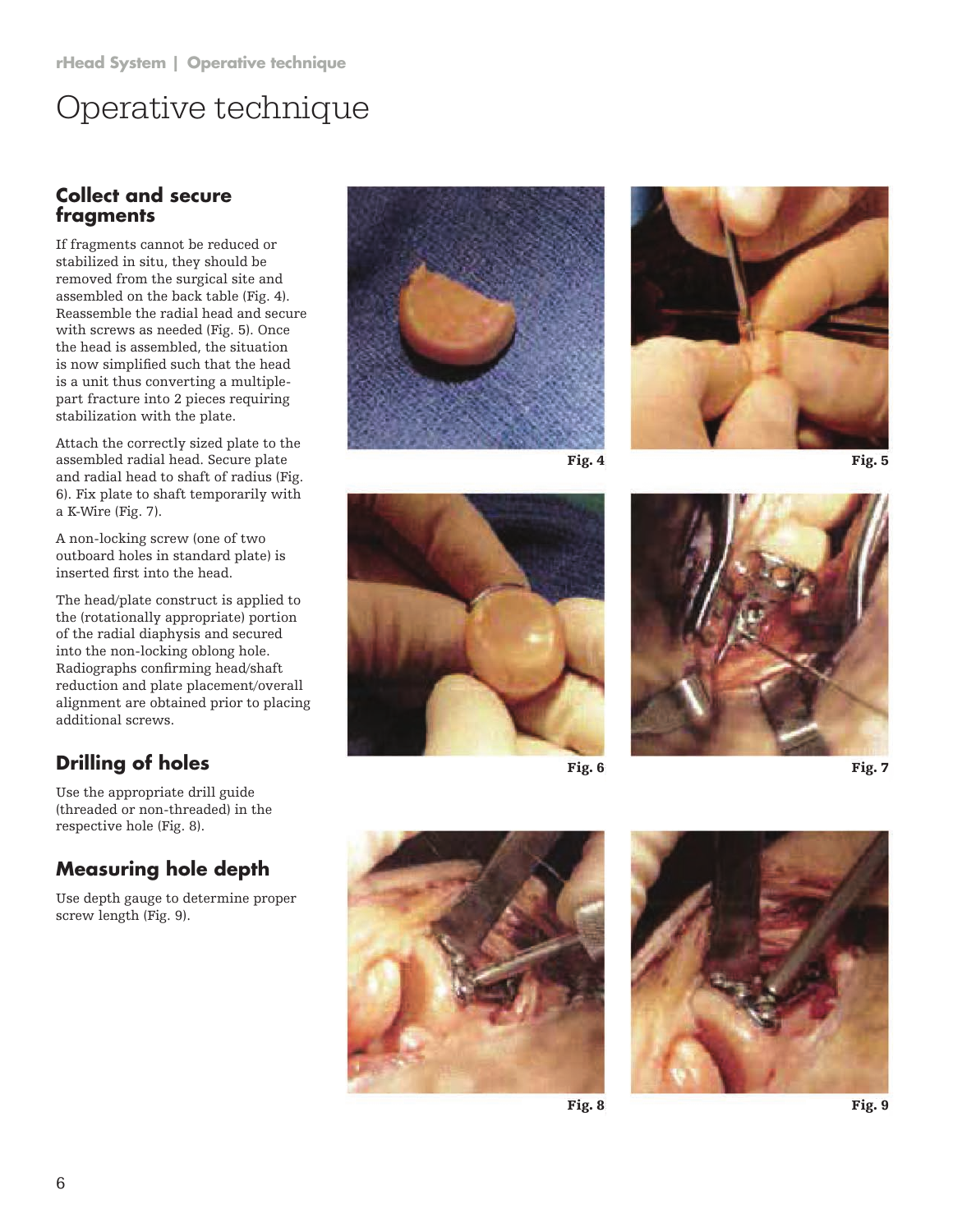# Operative technique

## Collect and secure fragments

If fragments cannot be reduced or stabilized in situ, they should be removed from the surgical site and assembled on the back table (Fig. 4). Reassemble the radial head and secure with screws as needed (Fig. 5). Once the head is assembled, the situation is now simplified such that the head is a unit thus converting a multiple-part fracture into 2 pieces requiring stabilization with the plate.

Attach the correctly sized plate to the assembled radial head. Secure plate and radial head to shaft of radius (Fig. 6). Fix plate to shaft temporarily with a K-Wire (Fig. 7).

A non-locking screw (one of two outboard holes in standard plate) is inserted first into the head.

The head/plate construct is applied to the (rotationally appropriate) portion of the radial diaphysis and secured into the non-locking oblong hole. Radiographs confirming head/shaft reduction and plate placement/overall alignment are obtained prior to placing additional screws.

## Drilling of holes

Use the appropriate drill guide (threaded or non-threaded) in the respective hole (Fig. 8).

## Measuring hole depth

Use depth gauge to determine proper screw length (Fig. 9).

Fig. 4

Fig. 5

Fig. 6

Fig. 7

Fig. 8

Fig. 9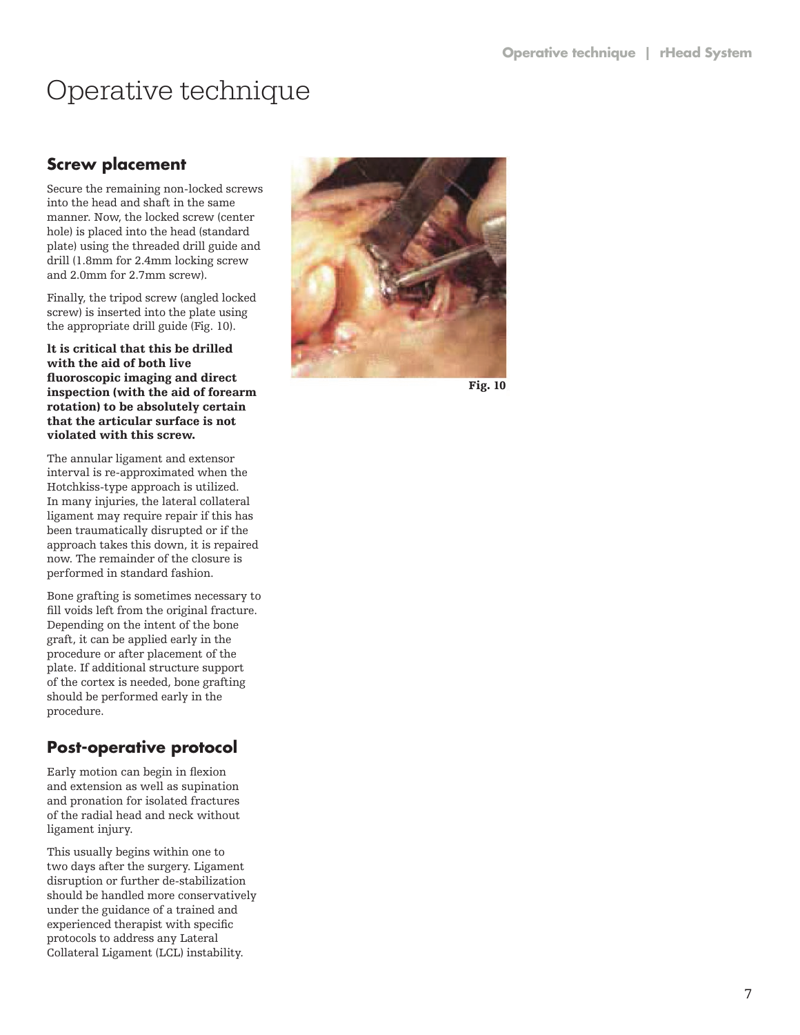# Operative technique

## Screw placement

Secure the remaining non-locked screws into the head and shaft in the same manner. Now, the locked screw (center hole) is placed into the head (standard plate) using the threaded drill guide and drill (1.8mm for 2.4mm locking screw and 2.0mm for 2.7mm screw).

Finally, the tripod screw (angled locked screw) is inserted into the plate using the appropriate drill guide (Fig. 10).

**It is critical that this be drilled with the aid of both live fluoroscopic imaging and direct inspection (with the aid of forearm rotation) to be absolutely certain that the articular surface is not violated with this screw.**

The annular ligament and extensor interval is re-approximated when the Hotchkiss-type approach is utilized. In many injuries, the lateral collateral ligament may require repair if this has been traumatically disrupted or if the approach takes this down, it is repaired now. The remainder of the closure is performed in standard fashion.

Bone grafting is sometimes necessary to fill voids left from the original fracture. Depending on the intent of the bone graft, it can be applied early in the procedure or after placement of the plate. If additional structure support of the cortex is needed, bone grafting should be performed early in the procedure.

**Fig. 10**

## Post-operative protocol

Early motion can begin in flexion and extension as well as supination and pronation for isolated fractures of the radial head and neck without ligament injury.

This usually begins within one to two days after the surgery. Ligament disruption or further de-stabilization should be handled more conservatively under the guidance of a trained and experienced therapist with specific protocols to address any Lateral Collateral Ligament (LCL) instability.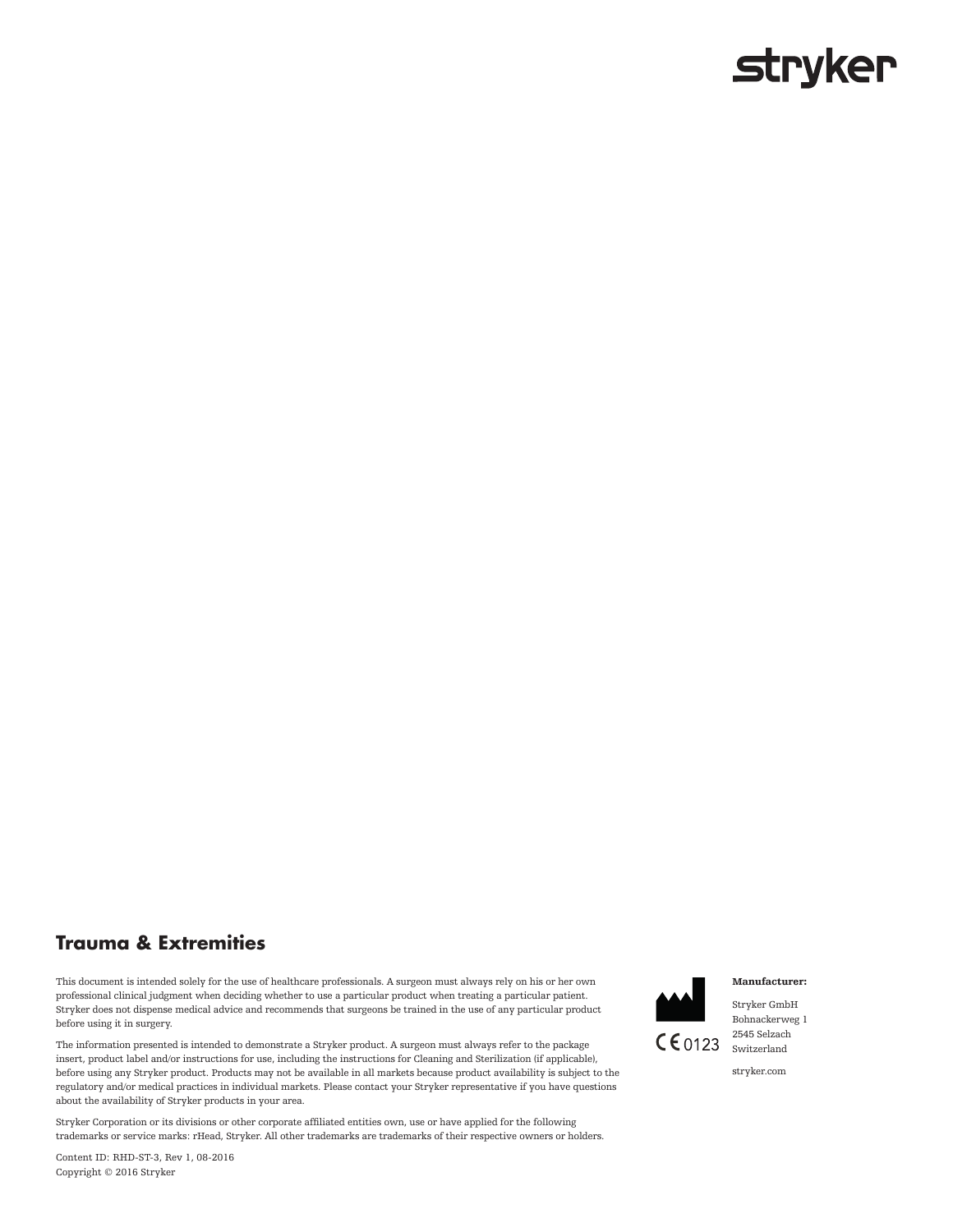## Trauma & Extremities

This document is intended solely for the use of healthcare professionals. A surgeon must always rely on his or her own professional clinical judgment when deciding whether to use a particular product when treating a particular patient. Stryker does not dispense medical advice and recommends that surgeons be trained in the use of any particular product before using it in surgery.

The information presented is intended to demonstrate a Stryker product. A surgeon must always refer to the package insert, product label and/or instructions for use, including the instructions for Cleaning and Sterilization (if applicable), before using any Stryker product. Products may not be available in all markets because product availability is subject to the regulatory and/or medical practices in individual markets. Please contact your Stryker representative if you have questions about the availability of Stryker products in your area.

Stryker Corporation or its divisions or other corporate affiliated entities own, use or have applied for the following trademarks or service marks: rHead, Stryker. All other trademarks are trademarks of their respective owners or holders.

Content ID: RHD-ST-3, Rev 1, 08-2016
Copyright © 2016 Stryker

CE 0123

**Manufacturer:**

Stryker GmbH
Bohnackerweg 1
2545 Selzach
Switzerland

stryker.com